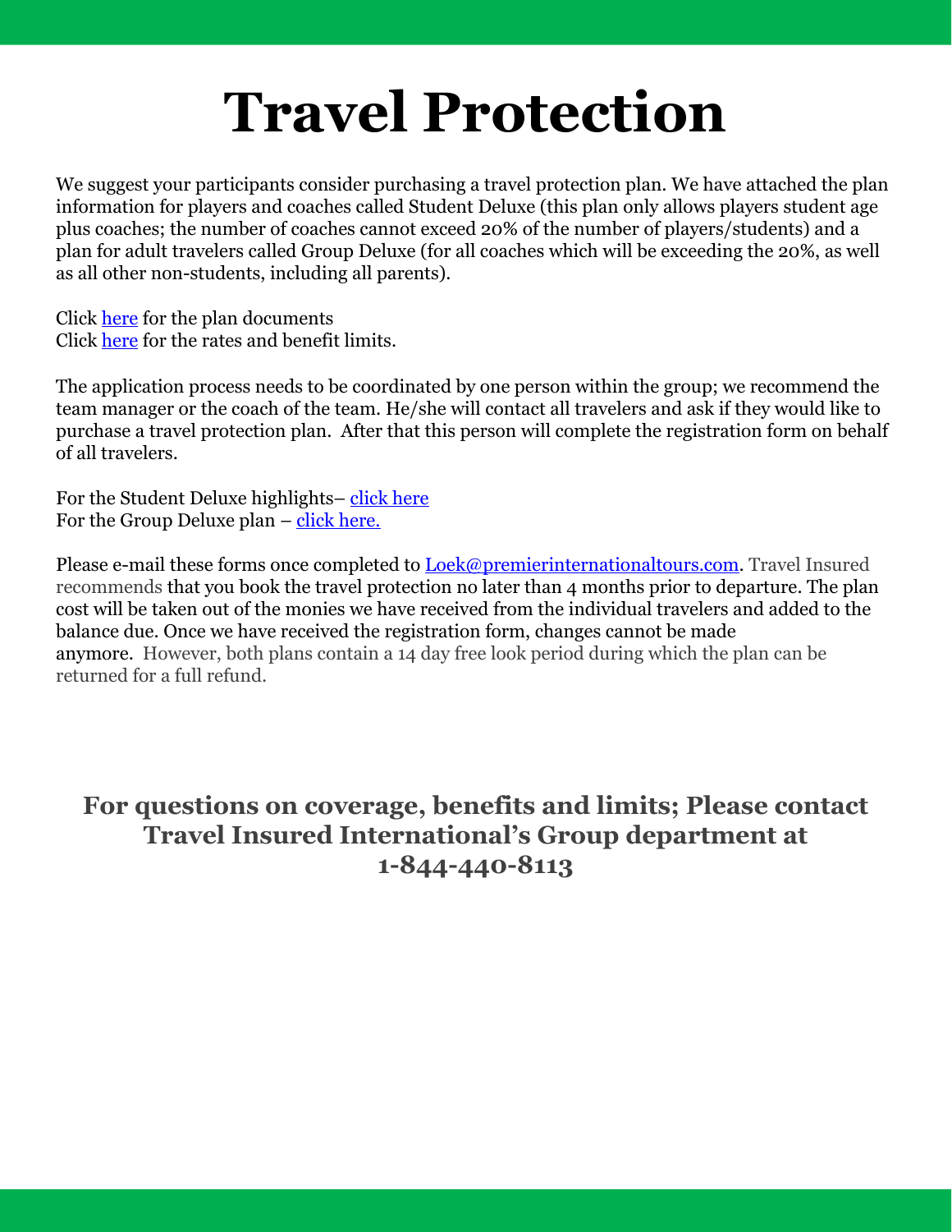# Travel Protection

We suggest your participants consider purchasing a travel protection plan. We have attached the plan information for players and coaches called Student Deluxe (this plan only allows players student age plus coaches; the number of coaches cannot exceed 20% of the number of players/students) and a plan for adult travelers called Group Deluxe (for all coaches which will be exceeding the 20%, as well as all other non-students, including all parents).

Click [here]() for the plan documents
Click [here]() for the rates and benefit limits.

The application process needs to be coordinated by one person within the group; we recommend the team manager or the coach of the team. He/she will contact all travelers and ask if they would like to purchase a travel protection plan. After that this person will complete the registration form on behalf of all travelers.

For the Student Deluxe highlights– [click here]()
For the Group Deluxe plan – [click here.]()

Please e-mail these forms once completed to [Loek@premierinternationaltours.com](mailto:Loek@premierinternationaltours.com). Travel Insured recommends that you book the travel protection no later than 4 months prior to departure. The plan cost will be taken out of the monies we have received from the individual travelers and added to the balance due. Once we have received the registration form, changes cannot be made anymore. However, both plans contain a 14 day free look period during which the plan can be returned for a full refund.

## For questions on coverage, benefits and limits; Please contact Travel Insured International's Group department at 1-844-440-8113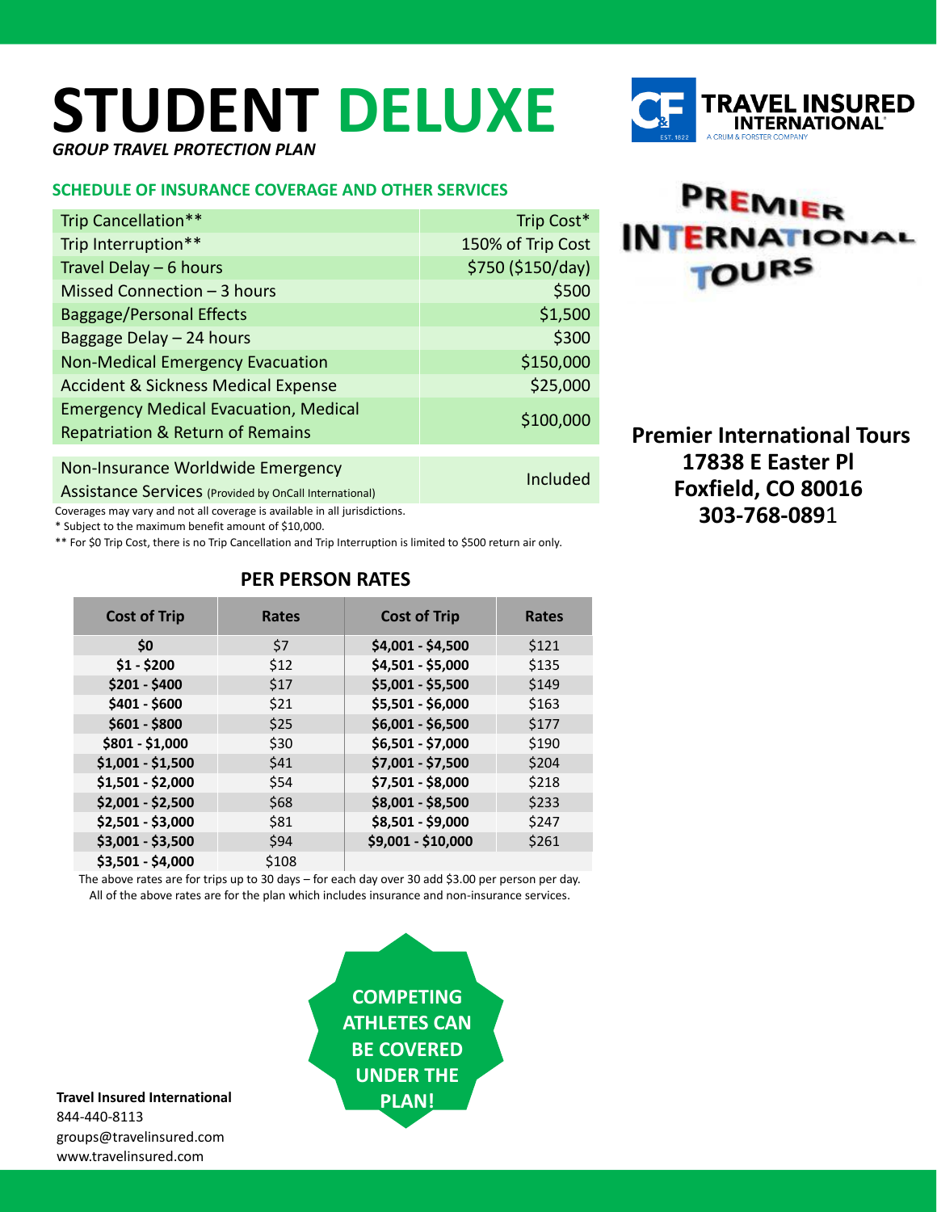# STUDENT DELUXE

*GROUP TRAVEL PROTECTION PLAN*

TRAVEL INSURED INTERNATIONAL — A CRUM & FORSTER COMPANY

PREMIER INTERNATIONAL TOURS

## SCHEDULE OF INSURANCE COVERAGE AND OTHER SERVICES

| Coverage | Benefit |
|---|---|
| Trip Cancellation** | Trip Cost* |
| Trip Interruption** | 150% of Trip Cost |
| Travel Delay – 6 hours | $750 ($150/day) |
| Missed Connection – 3 hours | $500 |
| Baggage/Personal Effects | $1,500 |
| Baggage Delay – 24 hours | $300 |
| Non-Medical Emergency Evacuation | $150,000 |
| Accident & Sickness Medical Expense | $25,000 |
| Emergency Medical Evacuation, Medical Repatriation & Return of Remains | $100,000 |
| Non-Insurance Worldwide Emergency Assistance Services (Provided by OnCall International) | Included |

Coverages may vary and not all coverage is available in all jurisdictions.

* Subject to the maximum benefit amount of $10,000.

** For $0 Trip Cost, there is no Trip Cancellation and Trip Interruption is limited to $500 return air only.

**Premier International Tours**
**17838 E Easter Pl**
**Foxfield, CO 80016**
**303-768-0891**

## PER PERSON RATES

| Cost of Trip | Rates | Cost of Trip | Rates |
|---|---|---|---|
| **$0** | $7 | **$4,001 - $4,500** | $121 |
| **$1 - $200** | $12 | **$4,501 - $5,000** | $135 |
| **$201 - $400** | $17 | **$5,001 - $5,500** | $149 |
| **$401 - $600** | $21 | **$5,501 - $6,000** | $163 |
| **$601 - $800** | $25 | **$6,001 - $6,500** | $177 |
| **$801 - $1,000** | $30 | **$6,501 - $7,000** | $190 |
| **$1,001 - $1,500** | $41 | **$7,001 - $7,500** | $204 |
| **$1,501 - $2,000** | $54 | **$7,501 - $8,000** | $218 |
| **$2,001 - $2,500** | $68 | **$8,001 - $8,500** | $233 |
| **$2,501 - $3,000** | $81 | **$8,501 - $9,000** | $247 |
| **$3,001 - $3,500** | $94 | **$9,001 - $10,000** | $261 |
| **$3,501 - $4,000** | $108 | | |

The above rates are for trips up to 30 days – for each day over 30 add $3.00 per person per day.
All of the above rates are for the plan which includes insurance and non-insurance services.

**COMPETING ATHLETES CAN BE COVERED UNDER THE PLAN!**

**Travel Insured International**
844-440-8113
groups@travelinsured.com
www.travelinsured.com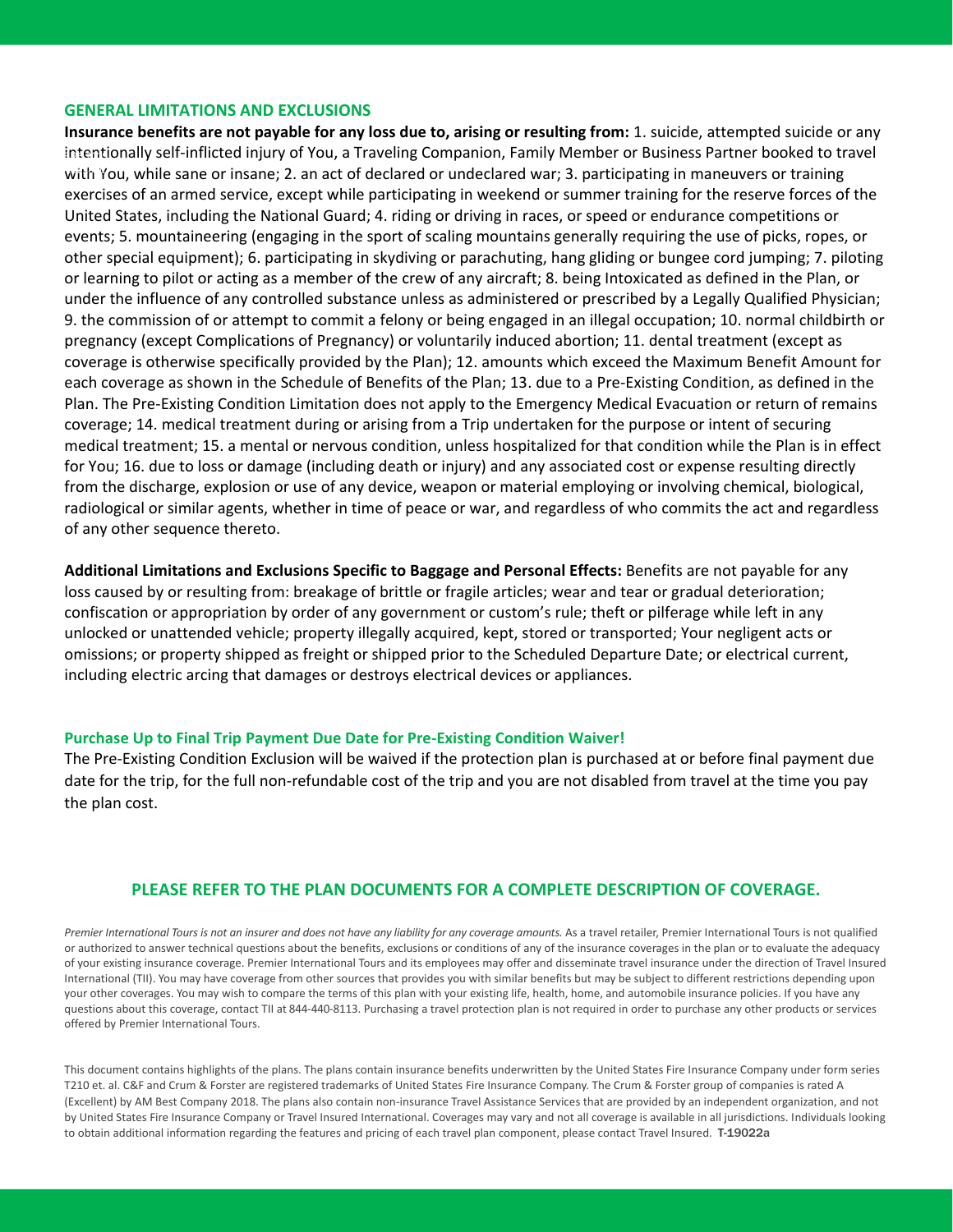## GENERAL LIMITATIONS AND EXCLUSIONS

**Insurance benefits are not payable for any loss due to, arising or resulting from:** 1. suicide, attempted suicide or any intentionally self-inflicted injury of You, a Traveling Companion, Family Member or Business Partner booked to travel with You, while sane or insane; 2. an act of declared or undeclared war; 3. participating in maneuvers or training exercises of an armed service, except while participating in weekend or summer training for the reserve forces of the United States, including the National Guard; 4. riding or driving in races, or speed or endurance competitions or events; 5. mountaineering (engaging in the sport of scaling mountains generally requiring the use of picks, ropes, or other special equipment); 6. participating in skydiving or parachuting, hang gliding or bungee cord jumping; 7. piloting or learning to pilot or acting as a member of the crew of any aircraft; 8. being Intoxicated as defined in the Plan, or under the influence of any controlled substance unless as administered or prescribed by a Legally Qualified Physician; 9. the commission of or attempt to commit a felony or being engaged in an illegal occupation; 10. normal childbirth or pregnancy (except Complications of Pregnancy) or voluntarily induced abortion; 11. dental treatment (except as coverage is otherwise specifically provided by the Plan); 12. amounts which exceed the Maximum Benefit Amount for each coverage as shown in the Schedule of Benefits of the Plan; 13. due to a Pre-Existing Condition, as defined in the Plan. The Pre-Existing Condition Limitation does not apply to the Emergency Medical Evacuation or return of remains coverage; 14. medical treatment during or arising from a Trip undertaken for the purpose or intent of securing medical treatment; 15. a mental or nervous condition, unless hospitalized for that condition while the Plan is in effect for You; 16. due to loss or damage (including death or injury) and any associated cost or expense resulting directly from the discharge, explosion or use of any device, weapon or material employing or involving chemical, biological, radiological or similar agents, whether in time of peace or war, and regardless of who commits the act and regardless of any other sequence thereto.

**Additional Limitations and Exclusions Specific to Baggage and Personal Effects:** Benefits are not payable for any loss caused by or resulting from: breakage of brittle or fragile articles; wear and tear or gradual deterioration; confiscation or appropriation by order of any government or custom's rule; theft or pilferage while left in any unlocked or unattended vehicle; property illegally acquired, kept, stored or transported; Your negligent acts or omissions; or property shipped as freight or shipped prior to the Scheduled Departure Date; or electrical current, including electric arcing that damages or destroys electrical devices or appliances.

### Purchase Up to Final Trip Payment Due Date for Pre-Existing Condition Waiver!

The Pre-Existing Condition Exclusion will be waived if the protection plan is purchased at or before final payment due date for the trip, for the full non-refundable cost of the trip and you are not disabled from travel at the time you pay the plan cost.

### PLEASE REFER TO THE PLAN DOCUMENTS FOR A COMPLETE DESCRIPTION OF COVERAGE.

*Premier International Tours is not an insurer and does not have any liability for any coverage amounts.* As a travel retailer, Premier International Tours is not qualified or authorized to answer technical questions about the benefits, exclusions or conditions of any of the insurance coverages in the plan or to evaluate the adequacy of your existing insurance coverage. Premier International Tours and its employees may offer and disseminate travel insurance under the direction of Travel Insured International (TII). You may have coverage from other sources that provides you with similar benefits but may be subject to different restrictions depending upon your other coverages. You may wish to compare the terms of this plan with your existing life, health, home, and automobile insurance policies. If you have any questions about this coverage, contact TII at 844-440-8113. Purchasing a travel protection plan is not required in order to purchase any other products or services offered by Premier International Tours.

This document contains highlights of the plans. The plans contain insurance benefits underwritten by the United States Fire Insurance Company under form series T210 et. al. C&F and Crum & Forster are registered trademarks of United States Fire Insurance Company. The Crum & Forster group of companies is rated A (Excellent) by AM Best Company 2018. The plans also contain non-insurance Travel Assistance Services that are provided by an independent organization, and not by United States Fire Insurance Company or Travel Insured International. Coverages may vary and not all coverage is available in all jurisdictions. Individuals looking to obtain additional information regarding the features and pricing of each travel plan component, please contact Travel Insured. **T-19022a**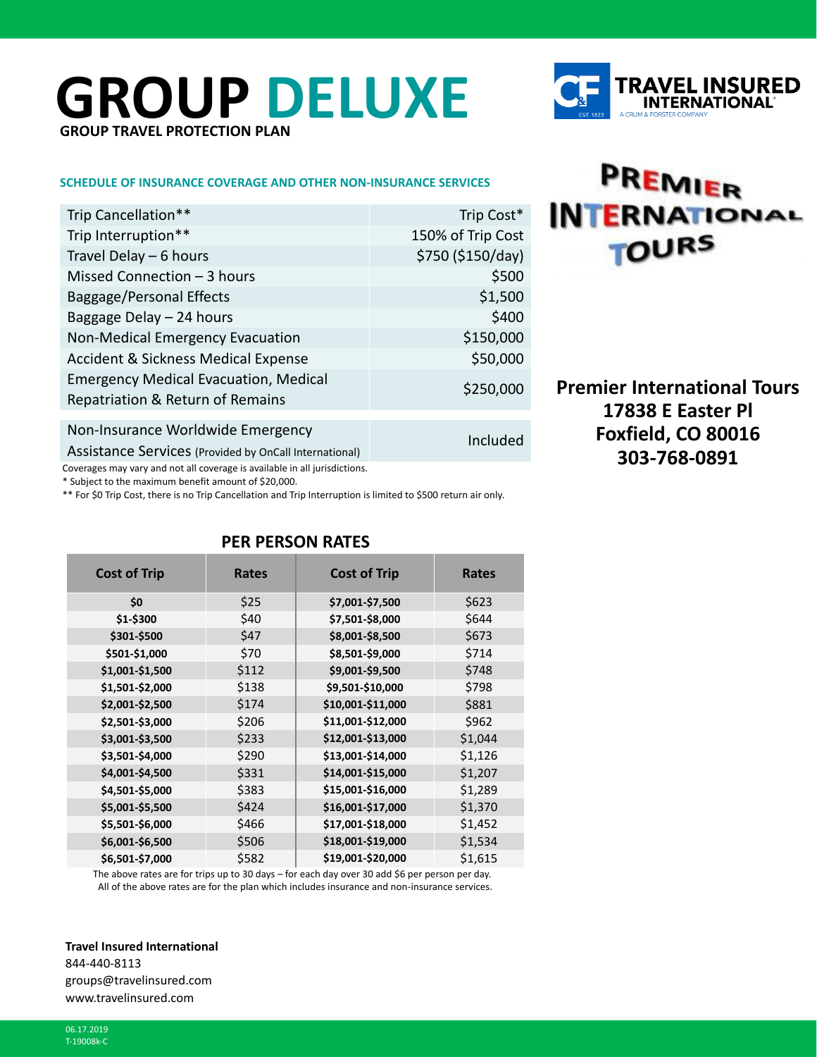# GROUP DELUXE

**GROUP TRAVEL PROTECTION PLAN**

TRAVEL INSURED INTERNATIONAL
A CRUM & FORSTER COMPANY

**SCHEDULE OF INSURANCE COVERAGE AND OTHER NON-INSURANCE SERVICES**

| Coverage | Benefit |
|---|---|
| Trip Cancellation** | Trip Cost* |
| Trip Interruption** | 150% of Trip Cost |
| Travel Delay – 6 hours | $750 ($150/day) |
| Missed Connection – 3 hours | $500 |
| Baggage/Personal Effects | $1,500 |
| Baggage Delay – 24 hours | $400 |
| Non-Medical Emergency Evacuation | $150,000 |
| Accident & Sickness Medical Expense | $50,000 |
| Emergency Medical Evacuation, Medical Repatriation & Return of Remains | $250,000 |
| Non-Insurance Worldwide Emergency Assistance Services (Provided by OnCall International) | Included |

Coverages may vary and not all coverage is available in all jurisdictions.

* Subject to the maximum benefit amount of $20,000.

** For $0 Trip Cost, there is no Trip Cancellation and Trip Interruption is limited to $500 return air only.

PREMIER INTERNATIONAL TOURS

**Premier International Tours**
**17838 E Easter Pl**
**Foxfield, CO 80016**
**303-768-0891**

## PER PERSON RATES

| Cost of Trip | Rates | Cost of Trip | Rates |
|---|---|---|---|
| **$0** | $25 | **$7,001-$7,500** | $623 |
| **$1-$300** | $40 | **$7,501-$8,000** | $644 |
| **$301-$500** | $47 | **$8,001-$8,500** | $673 |
| **$501-$1,000** | $70 | **$8,501-$9,000** | $714 |
| **$1,001-$1,500** | $112 | **$9,001-$9,500** | $748 |
| **$1,501-$2,000** | $138 | **$9,501-$10,000** | $798 |
| **$2,001-$2,500** | $174 | **$10,001-$11,000** | $881 |
| **$2,501-$3,000** | $206 | **$11,001-$12,000** | $962 |
| **$3,001-$3,500** | $233 | **$12,001-$13,000** | $1,044 |
| **$3,501-$4,000** | $290 | **$13,001-$14,000** | $1,126 |
| **$4,001-$4,500** | $331 | **$14,001-$15,000** | $1,207 |
| **$4,501-$5,000** | $383 | **$15,001-$16,000** | $1,289 |
| **$5,001-$5,500** | $424 | **$16,001-$17,000** | $1,370 |
| **$5,501-$6,000** | $466 | **$17,001-$18,000** | $1,452 |
| **$6,001-$6,500** | $506 | **$18,001-$19,000** | $1,534 |
| **$6,501-$7,000** | $582 | **$19,001-$20,000** | $1,615 |

The above rates are for trips up to 30 days – for each day over 30 add $6 per person per day.
All of the above rates are for the plan which includes insurance and non-insurance services.

**Travel Insured International**
844-440-8113
groups@travelinsured.com
www.travelinsured.com

06.17.2019
T-19008k-C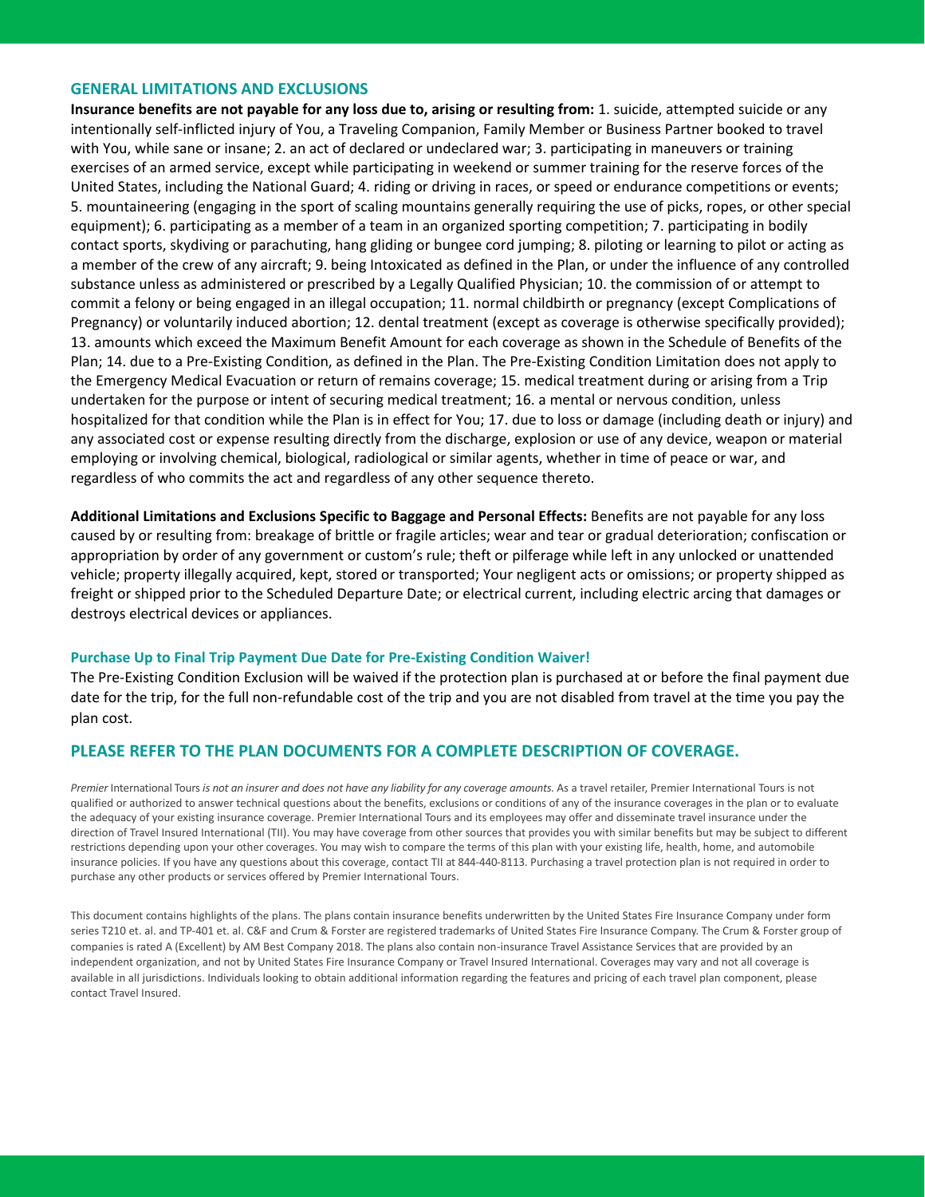## GENERAL LIMITATIONS AND EXCLUSIONS

**Insurance benefits are not payable for any loss due to, arising or resulting from:** 1. suicide, attempted suicide or any intentionally self-inflicted injury of You, a Traveling Companion, Family Member or Business Partner booked to travel with You, while sane or insane; 2. an act of declared or undeclared war; 3. participating in maneuvers or training exercises of an armed service, except while participating in weekend or summer training for the reserve forces of the United States, including the National Guard; 4. riding or driving in races, or speed or endurance competitions or events; 5. mountaineering (engaging in the sport of scaling mountains generally requiring the use of picks, ropes, or other special equipment); 6. participating as a member of a team in an organized sporting competition; 7. participating in bodily contact sports, skydiving or parachuting, hang gliding or bungee cord jumping; 8. piloting or learning to pilot or acting as a member of the crew of any aircraft; 9. being Intoxicated as defined in the Plan, or under the influence of any controlled substance unless as administered or prescribed by a Legally Qualified Physician; 10. the commission of or attempt to commit a felony or being engaged in an illegal occupation; 11. normal childbirth or pregnancy (except Complications of Pregnancy) or voluntarily induced abortion; 12. dental treatment (except as coverage is otherwise specifically provided); 13. amounts which exceed the Maximum Benefit Amount for each coverage as shown in the Schedule of Benefits of the Plan; 14. due to a Pre-Existing Condition, as defined in the Plan. The Pre-Existing Condition Limitation does not apply to the Emergency Medical Evacuation or return of remains coverage; 15. medical treatment during or arising from a Trip undertaken for the purpose or intent of securing medical treatment; 16. a mental or nervous condition, unless hospitalized for that condition while the Plan is in effect for You; 17. due to loss or damage (including death or injury) and any associated cost or expense resulting directly from the discharge, explosion or use of any device, weapon or material employing or involving chemical, biological, radiological or similar agents, whether in time of peace or war, and regardless of who commits the act and regardless of any other sequence thereto.

**Additional Limitations and Exclusions Specific to Baggage and Personal Effects:** Benefits are not payable for any loss caused by or resulting from: breakage of brittle or fragile articles; wear and tear or gradual deterioration; confiscation or appropriation by order of any government or custom's rule; theft or pilferage while left in any unlocked or unattended vehicle; property illegally acquired, kept, stored or transported; Your negligent acts or omissions; or property shipped as freight or shipped prior to the Scheduled Departure Date; or electrical current, including electric arcing that damages or destroys electrical devices or appliances.

#### Purchase Up to Final Trip Payment Due Date for Pre-Existing Condition Waiver!

The Pre-Existing Condition Exclusion will be waived if the protection plan is purchased at or before the final payment due date for the trip, for the full non-refundable cost of the trip and you are not disabled from travel at the time you pay the plan cost.

## PLEASE REFER TO THE PLAN DOCUMENTS FOR A COMPLETE DESCRIPTION OF COVERAGE.

*Premier* International Tours *is not an insurer and does not have any liability for any coverage amounts.* As a travel retailer, Premier International Tours is not qualified or authorized to answer technical questions about the benefits, exclusions or conditions of any of the insurance coverages in the plan or to evaluate the adequacy of your existing insurance coverage. Premier International Tours and its employees may offer and disseminate travel insurance under the direction of Travel Insured International (TII). You may have coverage from other sources that provides you with similar benefits but may be subject to different restrictions depending upon your other coverages. You may wish to compare the terms of this plan with your existing life, health, home, and automobile insurance policies. If you have any questions about this coverage, contact TII at 844-440-8113. Purchasing a travel protection plan is not required in order to purchase any other products or services offered by Premier International Tours.

This document contains highlights of the plans. The plans contain insurance benefits underwritten by the United States Fire Insurance Company under form series T210 et. al. and TP-401 et. al. C&F and Crum & Forster are registered trademarks of United States Fire Insurance Company. The Crum & Forster group of companies is rated A (Excellent) by AM Best Company 2018. The plans also contain non-insurance Travel Assistance Services that are provided by an independent organization, and not by United States Fire Insurance Company or Travel Insured International. Coverages may vary and not all coverage is available in all jurisdictions. Individuals looking to obtain additional information regarding the features and pricing of each travel plan component, please contact Travel Insured.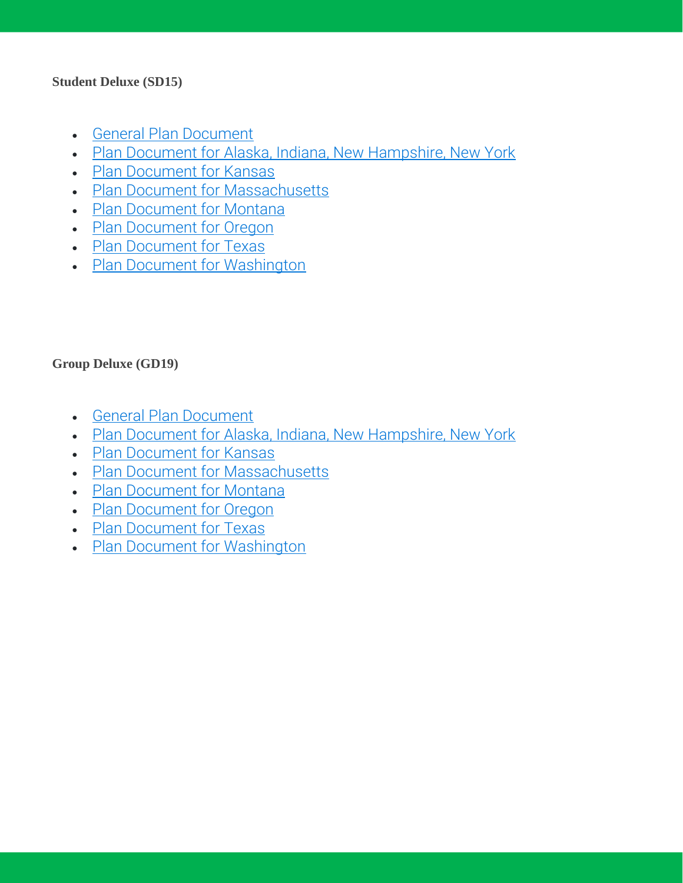**Student Deluxe (SD15)**

- General Plan Document
- Plan Document for Alaska, Indiana, New Hampshire, New York
- Plan Document for Kansas
- Plan Document for Massachusetts
- Plan Document for Montana
- Plan Document for Oregon
- Plan Document for Texas
- Plan Document for Washington

**Group Deluxe (GD19)**

- General Plan Document
- Plan Document for Alaska, Indiana, New Hampshire, New York
- Plan Document for Kansas
- Plan Document for Massachusetts
- Plan Document for Montana
- Plan Document for Oregon
- Plan Document for Texas
- Plan Document for Washington